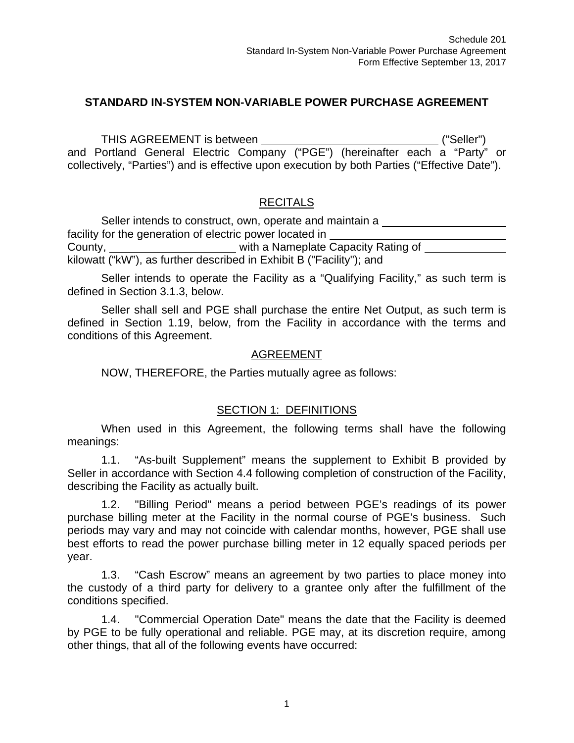Schedule 201
Standard In-System Non-Variable Power Purchase Agreement
Form Effective September 13, 2017

## STANDARD IN-SYSTEM NON-VARIABLE POWER PURCHASE AGREEMENT

THIS AGREEMENT is between ____________________________ ("Seller") and Portland General Electric Company ("PGE") (hereinafter each a "Party" or collectively, "Parties") and is effective upon execution by both Parties ("Effective Date").

### RECITALS

Seller intends to construct, own, operate and maintain a ____________________ facility for the generation of electric power located in ____________________________ County, ____________________ with a Nameplate Capacity Rating of ____________ kilowatt ("kW"), as further described in Exhibit B ("Facility"); and

Seller intends to operate the Facility as a "Qualifying Facility," as such term is defined in Section 3.1.3, below.

Seller shall sell and PGE shall purchase the entire Net Output, as such term is defined in Section 1.19, below, from the Facility in accordance with the terms and conditions of this Agreement.

### AGREEMENT

NOW, THEREFORE, the Parties mutually agree as follows:

### SECTION 1: DEFINITIONS

When used in this Agreement, the following terms shall have the following meanings:

1.1. "As-built Supplement" means the supplement to Exhibit B provided by Seller in accordance with Section 4.4 following completion of construction of the Facility, describing the Facility as actually built.

1.2. "Billing Period" means a period between PGE's readings of its power purchase billing meter at the Facility in the normal course of PGE's business. Such periods may vary and may not coincide with calendar months, however, PGE shall use best efforts to read the power purchase billing meter in 12 equally spaced periods per year.

1.3. "Cash Escrow" means an agreement by two parties to place money into the custody of a third party for delivery to a grantee only after the fulfillment of the conditions specified.

1.4. "Commercial Operation Date" means the date that the Facility is deemed by PGE to be fully operational and reliable. PGE may, at its discretion require, among other things, that all of the following events have occurred: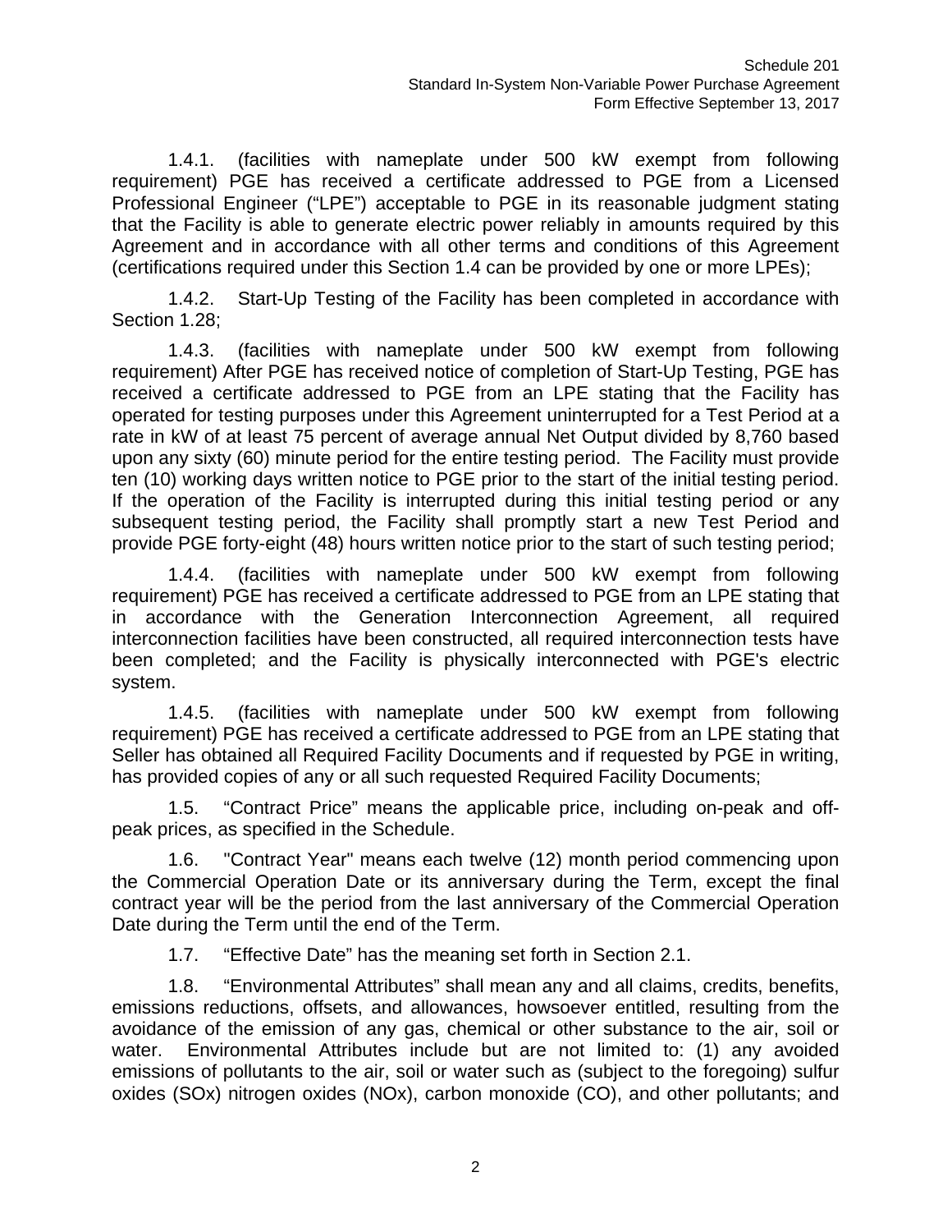1.4.1. (facilities with nameplate under 500 kW exempt from following requirement) PGE has received a certificate addressed to PGE from a Licensed Professional Engineer ("LPE") acceptable to PGE in its reasonable judgment stating that the Facility is able to generate electric power reliably in amounts required by this Agreement and in accordance with all other terms and conditions of this Agreement (certifications required under this Section 1.4 can be provided by one or more LPEs);

1.4.2. Start-Up Testing of the Facility has been completed in accordance with Section 1.28;

1.4.3. (facilities with nameplate under 500 kW exempt from following requirement) After PGE has received notice of completion of Start-Up Testing, PGE has received a certificate addressed to PGE from an LPE stating that the Facility has operated for testing purposes under this Agreement uninterrupted for a Test Period at a rate in kW of at least 75 percent of average annual Net Output divided by 8,760 based upon any sixty (60) minute period for the entire testing period. The Facility must provide ten (10) working days written notice to PGE prior to the start of the initial testing period. If the operation of the Facility is interrupted during this initial testing period or any subsequent testing period, the Facility shall promptly start a new Test Period and provide PGE forty-eight (48) hours written notice prior to the start of such testing period;

1.4.4. (facilities with nameplate under 500 kW exempt from following requirement) PGE has received a certificate addressed to PGE from an LPE stating that in accordance with the Generation Interconnection Agreement, all required interconnection facilities have been constructed, all required interconnection tests have been completed; and the Facility is physically interconnected with PGE's electric system.

1.4.5. (facilities with nameplate under 500 kW exempt from following requirement) PGE has received a certificate addressed to PGE from an LPE stating that Seller has obtained all Required Facility Documents and if requested by PGE in writing, has provided copies of any or all such requested Required Facility Documents;

1.5. "Contract Price" means the applicable price, including on-peak and off-peak prices, as specified in the Schedule.

1.6. "Contract Year" means each twelve (12) month period commencing upon the Commercial Operation Date or its anniversary during the Term, except the final contract year will be the period from the last anniversary of the Commercial Operation Date during the Term until the end of the Term.

1.7. "Effective Date" has the meaning set forth in Section 2.1.

1.8. "Environmental Attributes" shall mean any and all claims, credits, benefits, emissions reductions, offsets, and allowances, howsoever entitled, resulting from the avoidance of the emission of any gas, chemical or other substance to the air, soil or water. Environmental Attributes include but are not limited to: (1) any avoided emissions of pollutants to the air, soil or water such as (subject to the foregoing) sulfur oxides (SOx) nitrogen oxides (NOx), carbon monoxide (CO), and other pollutants; and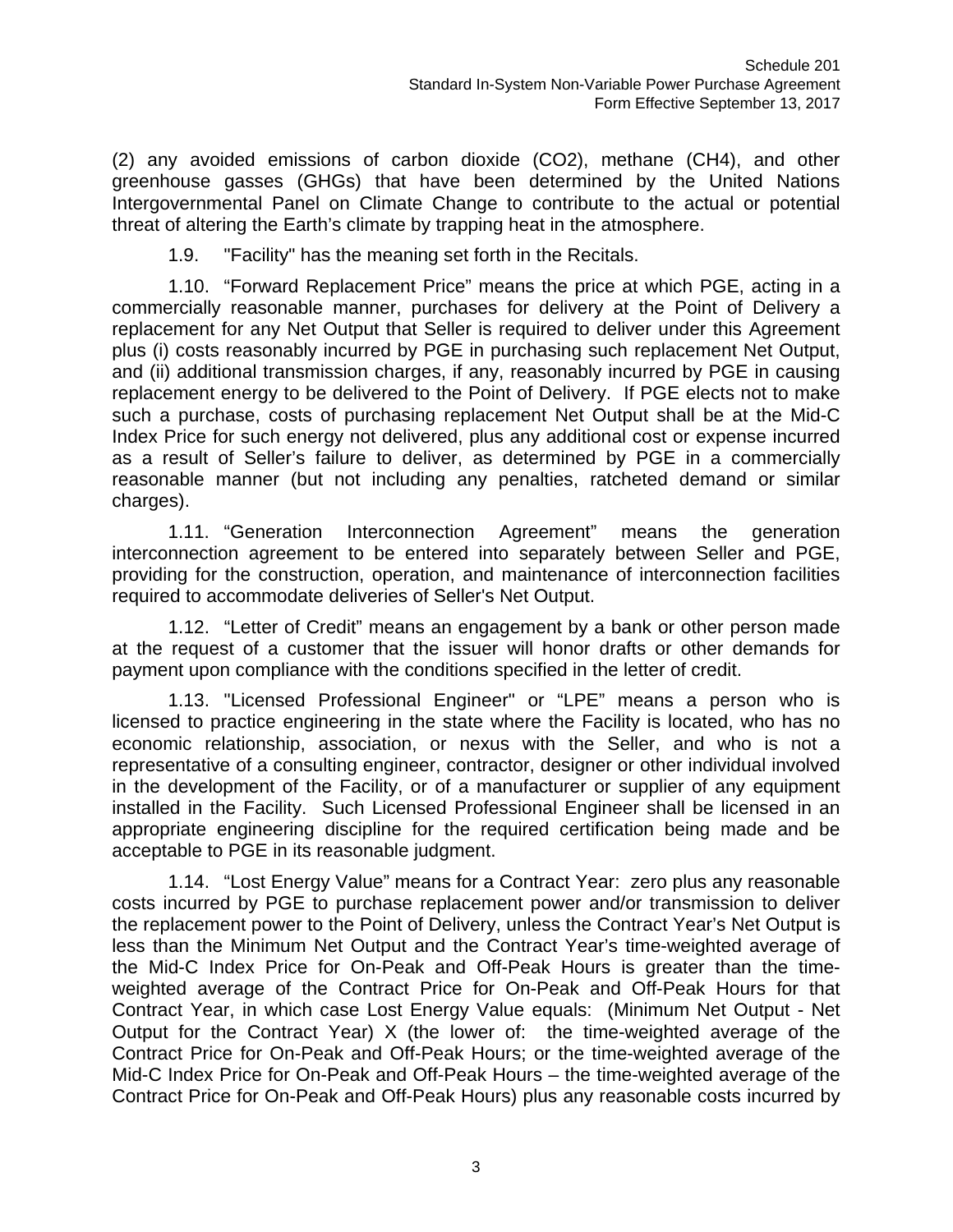(2) any avoided emissions of carbon dioxide ($CO_2$), methane ($CH_4$), and other greenhouse gasses (GHGs) that have been determined by the United Nations Intergovernmental Panel on Climate Change to contribute to the actual or potential threat of altering the Earth's climate by trapping heat in the atmosphere.

1.9. "Facility" has the meaning set forth in the Recitals.

1.10. "Forward Replacement Price" means the price at which PGE, acting in a commercially reasonable manner, purchases for delivery at the Point of Delivery a replacement for any Net Output that Seller is required to deliver under this Agreement plus (i) costs reasonably incurred by PGE in purchasing such replacement Net Output, and (ii) additional transmission charges, if any, reasonably incurred by PGE in causing replacement energy to be delivered to the Point of Delivery. If PGE elects not to make such a purchase, costs of purchasing replacement Net Output shall be at the Mid-C Index Price for such energy not delivered, plus any additional cost or expense incurred as a result of Seller's failure to deliver, as determined by PGE in a commercially reasonable manner (but not including any penalties, ratcheted demand or similar charges).

1.11. "Generation Interconnection Agreement" means the generation interconnection agreement to be entered into separately between Seller and PGE, providing for the construction, operation, and maintenance of interconnection facilities required to accommodate deliveries of Seller's Net Output.

1.12. "Letter of Credit" means an engagement by a bank or other person made at the request of a customer that the issuer will honor drafts or other demands for payment upon compliance with the conditions specified in the letter of credit.

1.13. "Licensed Professional Engineer" or "LPE" means a person who is licensed to practice engineering in the state where the Facility is located, who has no economic relationship, association, or nexus with the Seller, and who is not a representative of a consulting engineer, contractor, designer or other individual involved in the development of the Facility, or of a manufacturer or supplier of any equipment installed in the Facility. Such Licensed Professional Engineer shall be licensed in an appropriate engineering discipline for the required certification being made and be acceptable to PGE in its reasonable judgment.

1.14. "Lost Energy Value" means for a Contract Year: zero plus any reasonable costs incurred by PGE to purchase replacement power and/or transmission to deliver the replacement power to the Point of Delivery, unless the Contract Year's Net Output is less than the Minimum Net Output and the Contract Year's time-weighted average of the Mid-C Index Price for On-Peak and Off-Peak Hours is greater than the time-weighted average of the Contract Price for On-Peak and Off-Peak Hours for that Contract Year, in which case Lost Energy Value equals: (Minimum Net Output - Net Output for the Contract Year) X (the lower of: the time-weighted average of the Contract Price for On-Peak and Off-Peak Hours; or the time-weighted average of the Mid-C Index Price for On-Peak and Off-Peak Hours – the time-weighted average of the Contract Price for On-Peak and Off-Peak Hours) plus any reasonable costs incurred by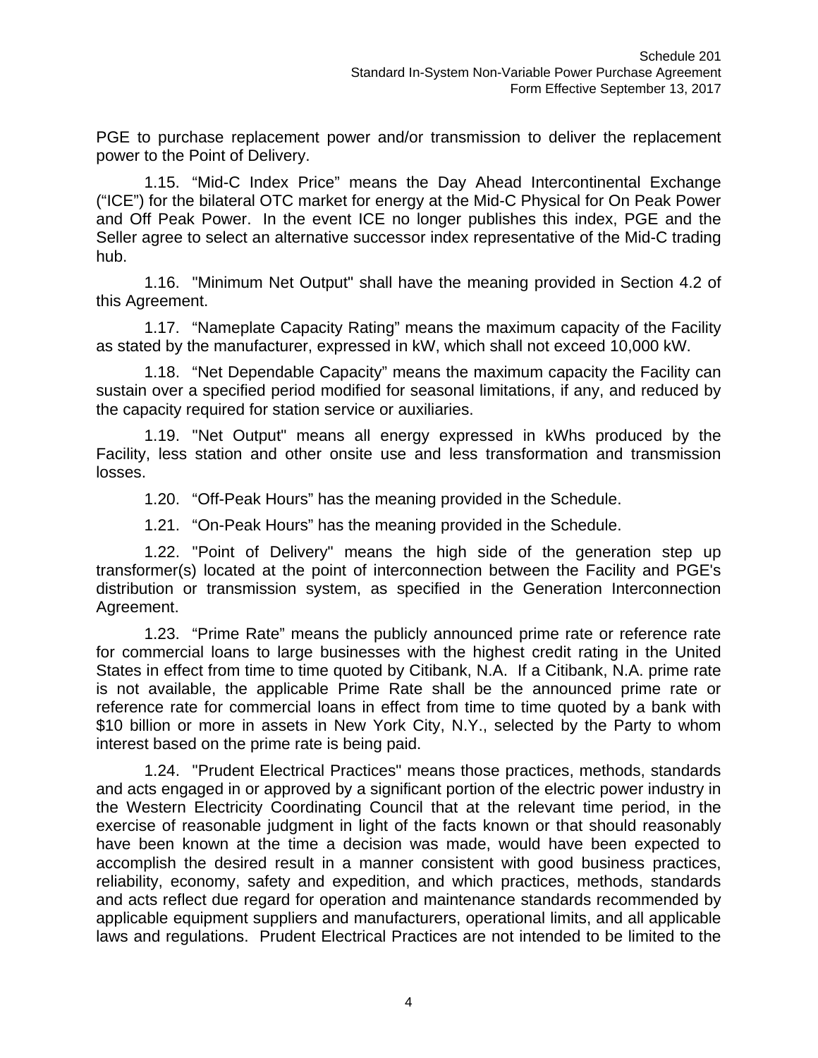PGE to purchase replacement power and/or transmission to deliver the replacement power to the Point of Delivery.

1.15. “Mid-C Index Price” means the Day Ahead Intercontinental Exchange (“ICE”) for the bilateral OTC market for energy at the Mid-C Physical for On Peak Power and Off Peak Power. In the event ICE no longer publishes this index, PGE and the Seller agree to select an alternative successor index representative of the Mid-C trading hub.

1.16. "Minimum Net Output" shall have the meaning provided in Section 4.2 of this Agreement.

1.17. “Nameplate Capacity Rating” means the maximum capacity of the Facility as stated by the manufacturer, expressed in kW, which shall not exceed 10,000 kW.

1.18. “Net Dependable Capacity” means the maximum capacity the Facility can sustain over a specified period modified for seasonal limitations, if any, and reduced by the capacity required for station service or auxiliaries.

1.19. "Net Output" means all energy expressed in kWhs produced by the Facility, less station and other onsite use and less transformation and transmission losses.

1.20. “Off-Peak Hours” has the meaning provided in the Schedule.

1.21. “On-Peak Hours” has the meaning provided in the Schedule.

1.22. "Point of Delivery" means the high side of the generation step up transformer(s) located at the point of interconnection between the Facility and PGE's distribution or transmission system, as specified in the Generation Interconnection Agreement.

1.23. “Prime Rate” means the publicly announced prime rate or reference rate for commercial loans to large businesses with the highest credit rating in the United States in effect from time to time quoted by Citibank, N.A. If a Citibank, N.A. prime rate is not available, the applicable Prime Rate shall be the announced prime rate or reference rate for commercial loans in effect from time to time quoted by a bank with $10 billion or more in assets in New York City, N.Y., selected by the Party to whom interest based on the prime rate is being paid.

1.24. "Prudent Electrical Practices" means those practices, methods, standards and acts engaged in or approved by a significant portion of the electric power industry in the Western Electricity Coordinating Council that at the relevant time period, in the exercise of reasonable judgment in light of the facts known or that should reasonably have been known at the time a decision was made, would have been expected to accomplish the desired result in a manner consistent with good business practices, reliability, economy, safety and expedition, and which practices, methods, standards and acts reflect due regard for operation and maintenance standards recommended by applicable equipment suppliers and manufacturers, operational limits, and all applicable laws and regulations. Prudent Electrical Practices are not intended to be limited to the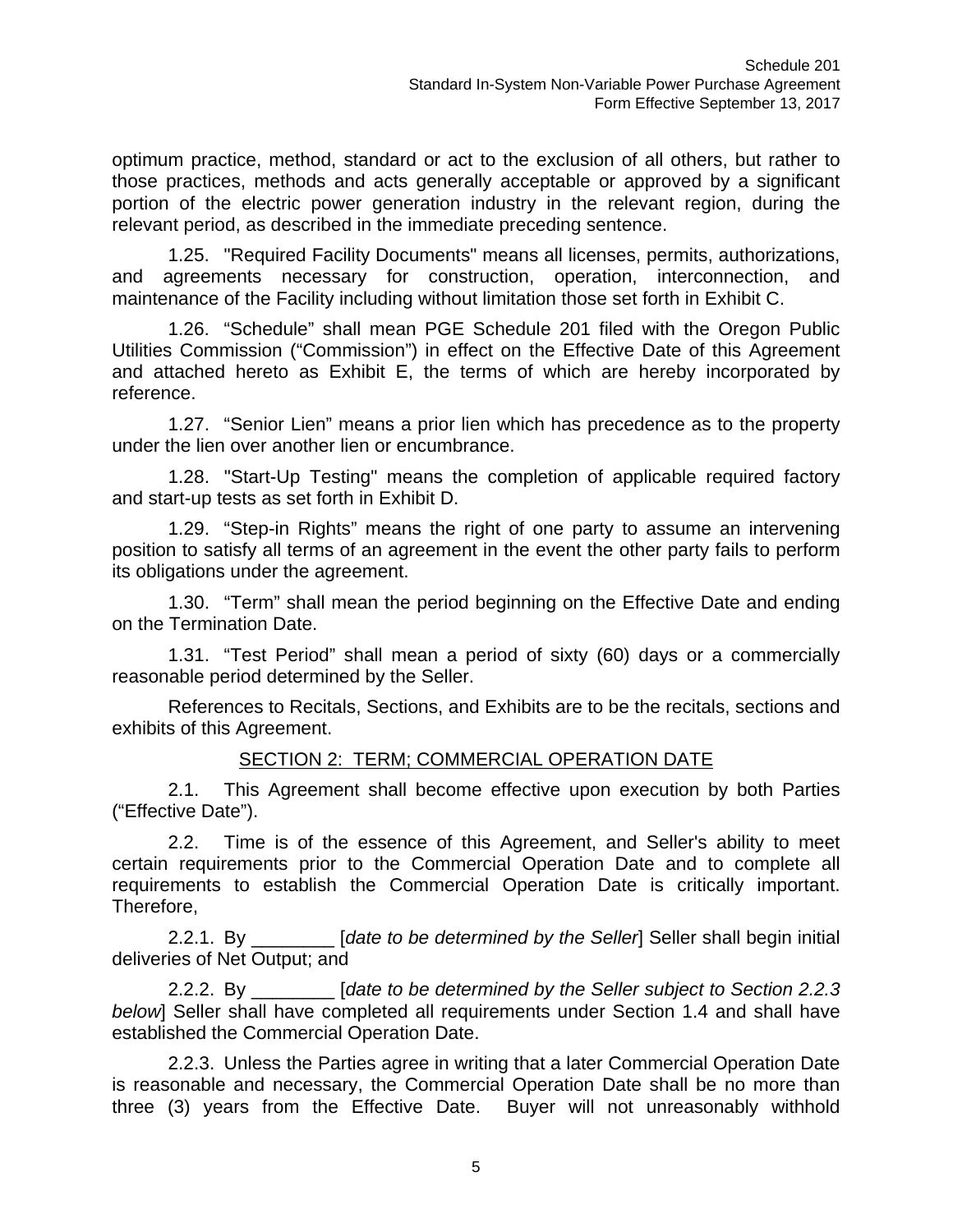optimum practice, method, standard or act to the exclusion of all others, but rather to those practices, methods and acts generally acceptable or approved by a significant portion of the electric power generation industry in the relevant region, during the relevant period, as described in the immediate preceding sentence.

1.25. "Required Facility Documents" means all licenses, permits, authorizations, and agreements necessary for construction, operation, interconnection, and maintenance of the Facility including without limitation those set forth in Exhibit C.

1.26. "Schedule" shall mean PGE Schedule 201 filed with the Oregon Public Utilities Commission ("Commission") in effect on the Effective Date of this Agreement and attached hereto as Exhibit E, the terms of which are hereby incorporated by reference.

1.27. "Senior Lien" means a prior lien which has precedence as to the property under the lien over another lien or encumbrance.

1.28. "Start-Up Testing" means the completion of applicable required factory and start-up tests as set forth in Exhibit D.

1.29. "Step-in Rights" means the right of one party to assume an intervening position to satisfy all terms of an agreement in the event the other party fails to perform its obligations under the agreement.

1.30. "Term" shall mean the period beginning on the Effective Date and ending on the Termination Date.

1.31. "Test Period" shall mean a period of sixty (60) days or a commercially reasonable period determined by the Seller.

References to Recitals, Sections, and Exhibits are to be the recitals, sections and exhibits of this Agreement.

## SECTION 2: TERM; COMMERCIAL OPERATION DATE

2.1. This Agreement shall become effective upon execution by both Parties ("Effective Date").

2.2. Time is of the essence of this Agreement, and Seller's ability to meet certain requirements prior to the Commercial Operation Date and to complete all requirements to establish the Commercial Operation Date is critically important. Therefore,

2.2.1. By ________ [*date to be determined by the Seller*] Seller shall begin initial deliveries of Net Output; and

2.2.2. By ________ [*date to be determined by the Seller subject to Section 2.2.3 below*] Seller shall have completed all requirements under Section 1.4 and shall have established the Commercial Operation Date.

2.2.3. Unless the Parties agree in writing that a later Commercial Operation Date is reasonable and necessary, the Commercial Operation Date shall be no more than three (3) years from the Effective Date. Buyer will not unreasonably withhold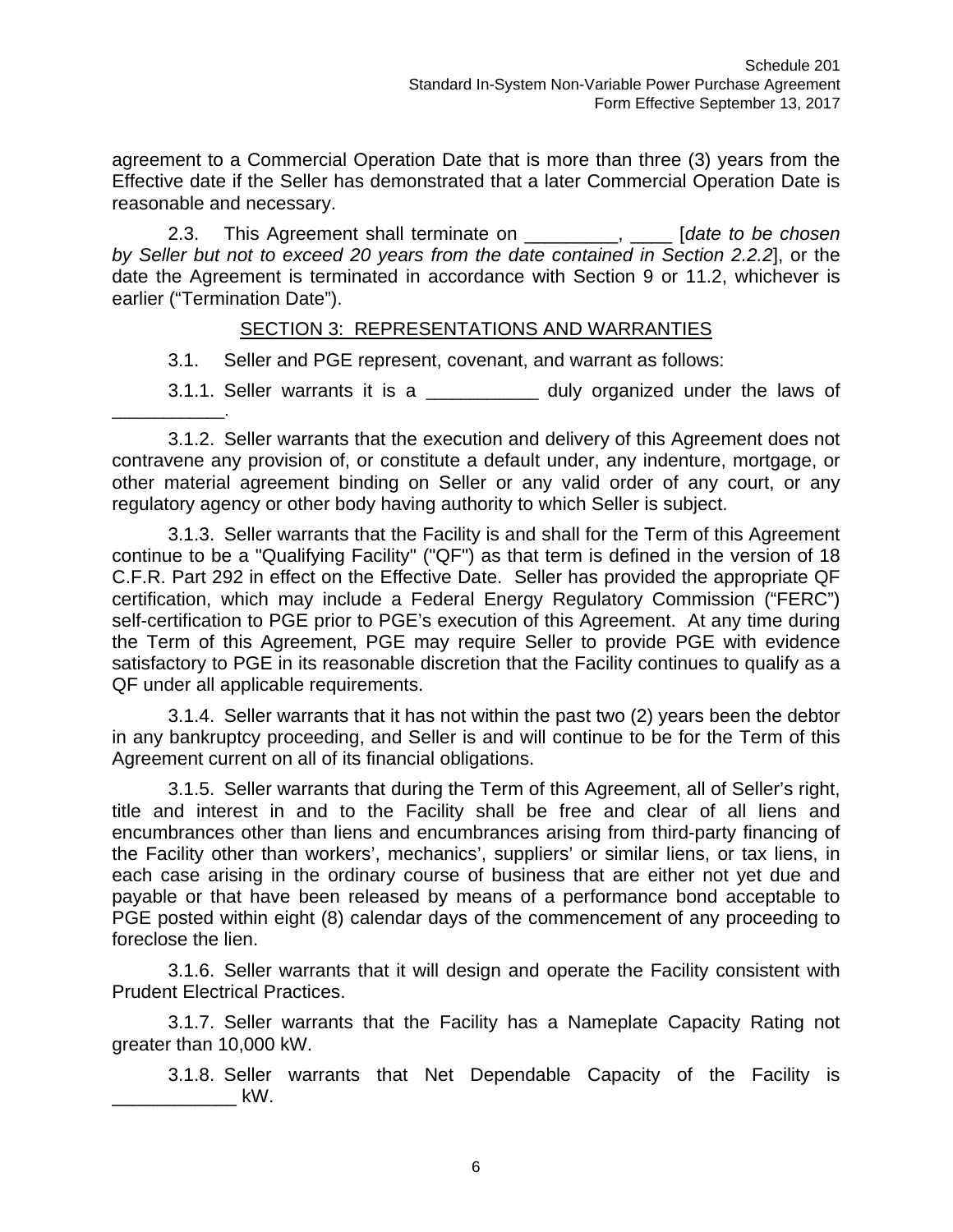agreement to a Commercial Operation Date that is more than three (3) years from the Effective date if the Seller has demonstrated that a later Commercial Operation Date is reasonable and necessary.

2.3. This Agreement shall terminate on _________, ____ [*date to be chosen by Seller but not to exceed 20 years from the date contained in Section 2.2.2*], or the date the Agreement is terminated in accordance with Section 9 or 11.2, whichever is earlier ("Termination Date").

## SECTION 3: REPRESENTATIONS AND WARRANTIES

3.1. Seller and PGE represent, covenant, and warrant as follows:

3.1.1. Seller warrants it is a ___________ duly organized under the laws of ___________.

3.1.2. Seller warrants that the execution and delivery of this Agreement does not contravene any provision of, or constitute a default under, any indenture, mortgage, or other material agreement binding on Seller or any valid order of any court, or any regulatory agency or other body having authority to which Seller is subject.

3.1.3. Seller warrants that the Facility is and shall for the Term of this Agreement continue to be a "Qualifying Facility" ("QF") as that term is defined in the version of 18 C.F.R. Part 292 in effect on the Effective Date. Seller has provided the appropriate QF certification, which may include a Federal Energy Regulatory Commission ("FERC") self-certification to PGE prior to PGE's execution of this Agreement. At any time during the Term of this Agreement, PGE may require Seller to provide PGE with evidence satisfactory to PGE in its reasonable discretion that the Facility continues to qualify as a QF under all applicable requirements.

3.1.4. Seller warrants that it has not within the past two (2) years been the debtor in any bankruptcy proceeding, and Seller is and will continue to be for the Term of this Agreement current on all of its financial obligations.

3.1.5. Seller warrants that during the Term of this Agreement, all of Seller's right, title and interest in and to the Facility shall be free and clear of all liens and encumbrances other than liens and encumbrances arising from third-party financing of the Facility other than workers', mechanics', suppliers' or similar liens, or tax liens, in each case arising in the ordinary course of business that are either not yet due and payable or that have been released by means of a performance bond acceptable to PGE posted within eight (8) calendar days of the commencement of any proceeding to foreclose the lien.

3.1.6. Seller warrants that it will design and operate the Facility consistent with Prudent Electrical Practices.

3.1.7. Seller warrants that the Facility has a Nameplate Capacity Rating not greater than 10,000 kW.

3.1.8. Seller warrants that Net Dependable Capacity of the Facility is ____________ kW.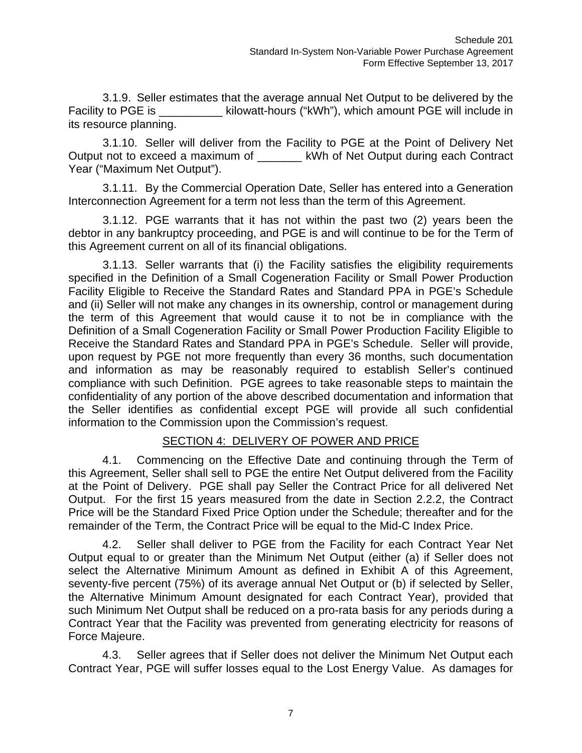3.1.9. Seller estimates that the average annual Net Output to be delivered by the Facility to PGE is __________ kilowatt-hours ("kWh"), which amount PGE will include in its resource planning.

3.1.10. Seller will deliver from the Facility to PGE at the Point of Delivery Net Output not to exceed a maximum of _______ kWh of Net Output during each Contract Year ("Maximum Net Output").

3.1.11. By the Commercial Operation Date, Seller has entered into a Generation Interconnection Agreement for a term not less than the term of this Agreement.

3.1.12. PGE warrants that it has not within the past two (2) years been the debtor in any bankruptcy proceeding, and PGE is and will continue to be for the Term of this Agreement current on all of its financial obligations.

3.1.13. Seller warrants that (i) the Facility satisfies the eligibility requirements specified in the Definition of a Small Cogeneration Facility or Small Power Production Facility Eligible to Receive the Standard Rates and Standard PPA in PGE's Schedule and (ii) Seller will not make any changes in its ownership, control or management during the term of this Agreement that would cause it to not be in compliance with the Definition of a Small Cogeneration Facility or Small Power Production Facility Eligible to Receive the Standard Rates and Standard PPA in PGE's Schedule. Seller will provide, upon request by PGE not more frequently than every 36 months, such documentation and information as may be reasonably required to establish Seller's continued compliance with such Definition. PGE agrees to take reasonable steps to maintain the confidentiality of any portion of the above described documentation and information that the Seller identifies as confidential except PGE will provide all such confidential information to the Commission upon the Commission's request.

## SECTION 4: DELIVERY OF POWER AND PRICE

4.1. Commencing on the Effective Date and continuing through the Term of this Agreement, Seller shall sell to PGE the entire Net Output delivered from the Facility at the Point of Delivery. PGE shall pay Seller the Contract Price for all delivered Net Output. For the first 15 years measured from the date in Section 2.2.2, the Contract Price will be the Standard Fixed Price Option under the Schedule; thereafter and for the remainder of the Term, the Contract Price will be equal to the Mid-C Index Price.

4.2. Seller shall deliver to PGE from the Facility for each Contract Year Net Output equal to or greater than the Minimum Net Output (either (a) if Seller does not select the Alternative Minimum Amount as defined in Exhibit A of this Agreement, seventy-five percent (75%) of its average annual Net Output or (b) if selected by Seller, the Alternative Minimum Amount designated for each Contract Year), provided that such Minimum Net Output shall be reduced on a pro-rata basis for any periods during a Contract Year that the Facility was prevented from generating electricity for reasons of Force Majeure.

4.3. Seller agrees that if Seller does not deliver the Minimum Net Output each Contract Year, PGE will suffer losses equal to the Lost Energy Value. As damages for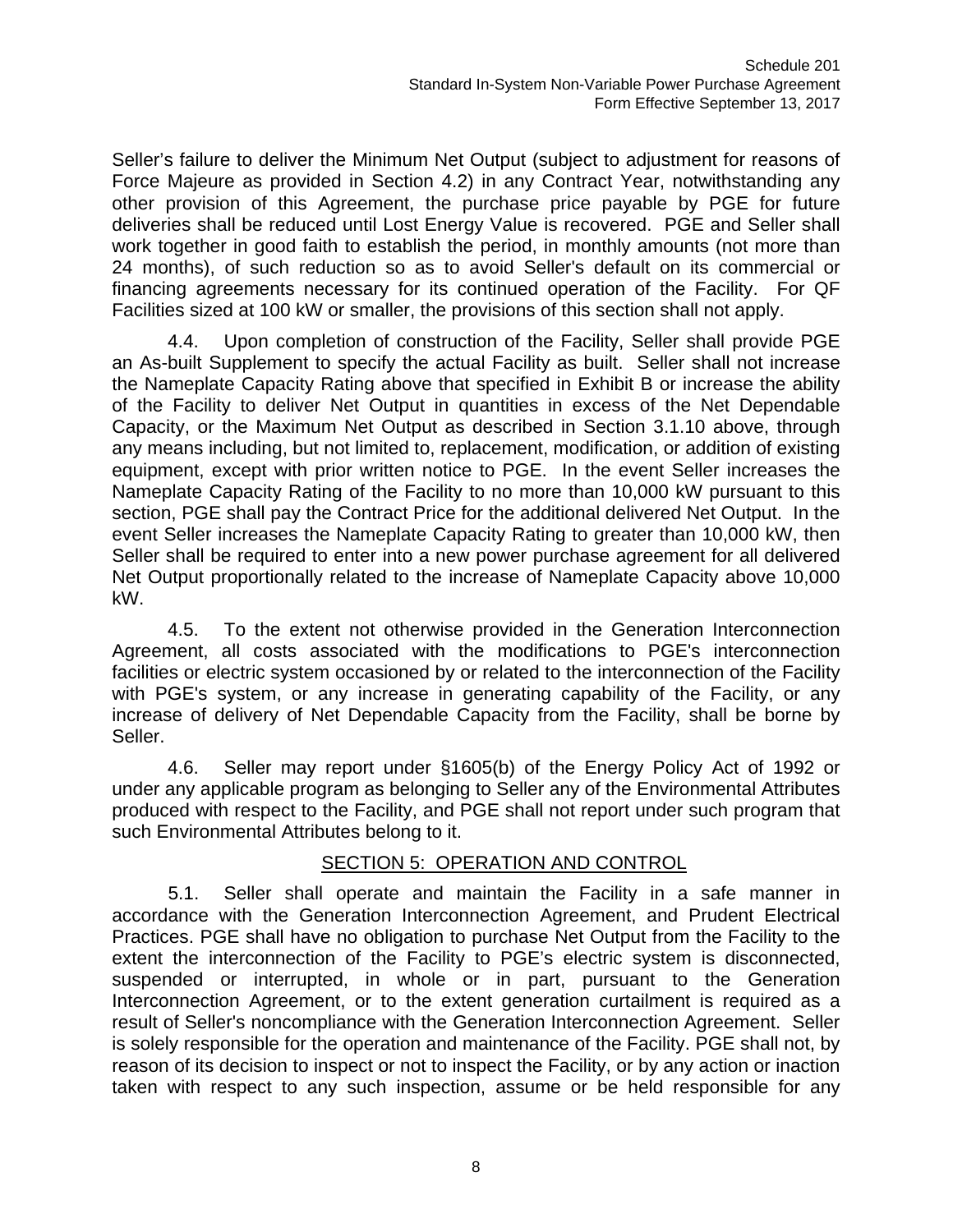Seller's failure to deliver the Minimum Net Output (subject to adjustment for reasons of Force Majeure as provided in Section 4.2) in any Contract Year, notwithstanding any other provision of this Agreement, the purchase price payable by PGE for future deliveries shall be reduced until Lost Energy Value is recovered. PGE and Seller shall work together in good faith to establish the period, in monthly amounts (not more than 24 months), of such reduction so as to avoid Seller's default on its commercial or financing agreements necessary for its continued operation of the Facility. For QF Facilities sized at 100 kW or smaller, the provisions of this section shall not apply.

4.4. Upon completion of construction of the Facility, Seller shall provide PGE an As-built Supplement to specify the actual Facility as built. Seller shall not increase the Nameplate Capacity Rating above that specified in Exhibit B or increase the ability of the Facility to deliver Net Output in quantities in excess of the Net Dependable Capacity, or the Maximum Net Output as described in Section 3.1.10 above, through any means including, but not limited to, replacement, modification, or addition of existing equipment, except with prior written notice to PGE. In the event Seller increases the Nameplate Capacity Rating of the Facility to no more than 10,000 kW pursuant to this section, PGE shall pay the Contract Price for the additional delivered Net Output. In the event Seller increases the Nameplate Capacity Rating to greater than 10,000 kW, then Seller shall be required to enter into a new power purchase agreement for all delivered Net Output proportionally related to the increase of Nameplate Capacity above 10,000 kW.

4.5. To the extent not otherwise provided in the Generation Interconnection Agreement, all costs associated with the modifications to PGE's interconnection facilities or electric system occasioned by or related to the interconnection of the Facility with PGE's system, or any increase in generating capability of the Facility, or any increase of delivery of Net Dependable Capacity from the Facility, shall be borne by Seller.

4.6. Seller may report under §1605(b) of the Energy Policy Act of 1992 or under any applicable program as belonging to Seller any of the Environmental Attributes produced with respect to the Facility, and PGE shall not report under such program that such Environmental Attributes belong to it.

## SECTION 5: OPERATION AND CONTROL

5.1. Seller shall operate and maintain the Facility in a safe manner in accordance with the Generation Interconnection Agreement, and Prudent Electrical Practices. PGE shall have no obligation to purchase Net Output from the Facility to the extent the interconnection of the Facility to PGE's electric system is disconnected, suspended or interrupted, in whole or in part, pursuant to the Generation Interconnection Agreement, or to the extent generation curtailment is required as a result of Seller's noncompliance with the Generation Interconnection Agreement. Seller is solely responsible for the operation and maintenance of the Facility. PGE shall not, by reason of its decision to inspect or not to inspect the Facility, or by any action or inaction taken with respect to any such inspection, assume or be held responsible for any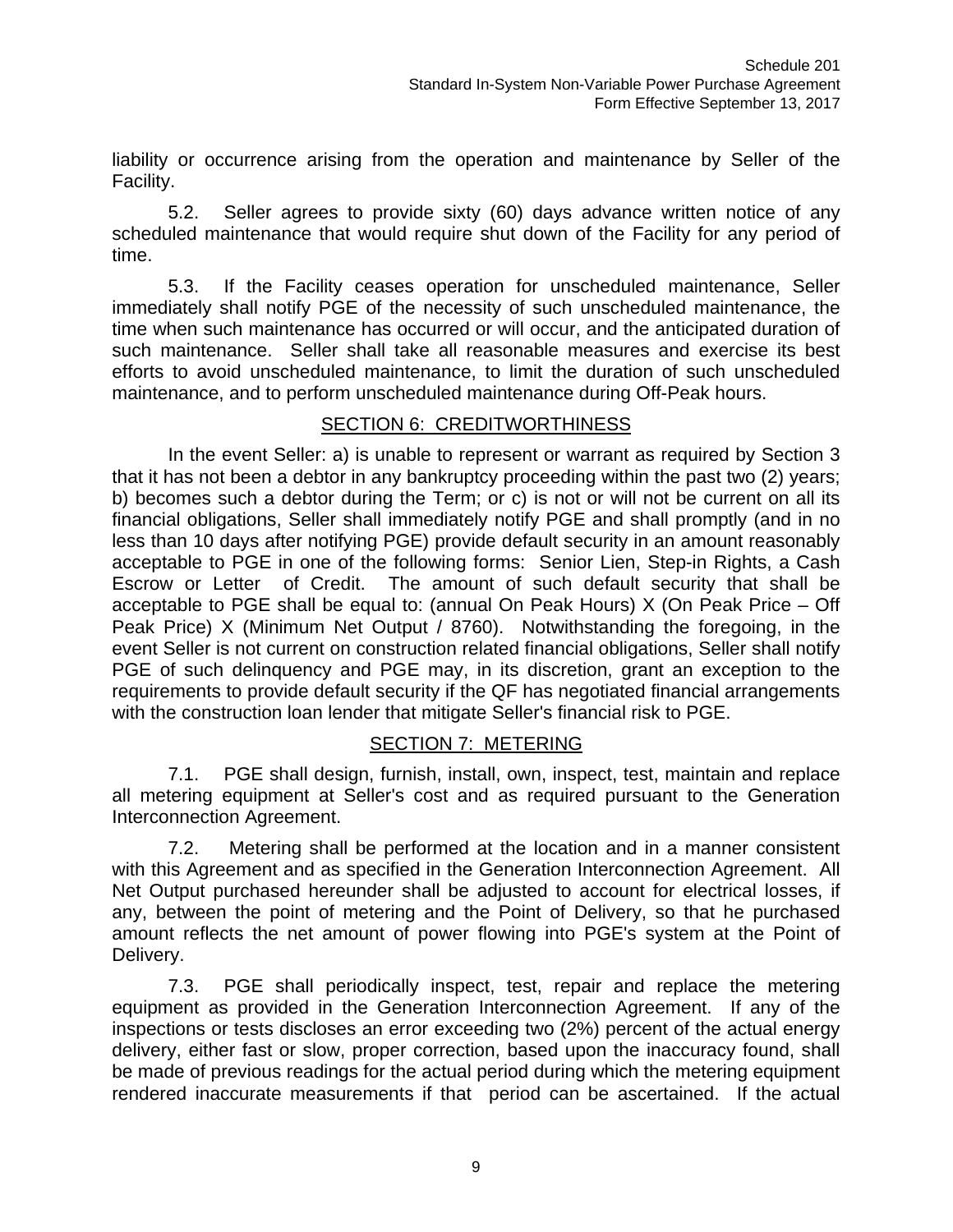liability or occurrence arising from the operation and maintenance by Seller of the Facility.

5.2. Seller agrees to provide sixty (60) days advance written notice of any scheduled maintenance that would require shut down of the Facility for any period of time.

5.3. If the Facility ceases operation for unscheduled maintenance, Seller immediately shall notify PGE of the necessity of such unscheduled maintenance, the time when such maintenance has occurred or will occur, and the anticipated duration of such maintenance. Seller shall take all reasonable measures and exercise its best efforts to avoid unscheduled maintenance, to limit the duration of such unscheduled maintenance, and to perform unscheduled maintenance during Off-Peak hours.

## SECTION 6: CREDITWORTHINESS

In the event Seller: a) is unable to represent or warrant as required by Section 3 that it has not been a debtor in any bankruptcy proceeding within the past two (2) years; b) becomes such a debtor during the Term; or c) is not or will not be current on all its financial obligations, Seller shall immediately notify PGE and shall promptly (and in no less than 10 days after notifying PGE) provide default security in an amount reasonably acceptable to PGE in one of the following forms: Senior Lien, Step-in Rights, a Cash Escrow or Letter of Credit. The amount of such default security that shall be acceptable to PGE shall be equal to: (annual On Peak Hours) X (On Peak Price – Off Peak Price) X (Minimum Net Output / 8760). Notwithstanding the foregoing, in the event Seller is not current on construction related financial obligations, Seller shall notify PGE of such delinquency and PGE may, in its discretion, grant an exception to the requirements to provide default security if the QF has negotiated financial arrangements with the construction loan lender that mitigate Seller's financial risk to PGE.

## SECTION 7: METERING

7.1. PGE shall design, furnish, install, own, inspect, test, maintain and replace all metering equipment at Seller's cost and as required pursuant to the Generation Interconnection Agreement.

7.2. Metering shall be performed at the location and in a manner consistent with this Agreement and as specified in the Generation Interconnection Agreement. All Net Output purchased hereunder shall be adjusted to account for electrical losses, if any, between the point of metering and the Point of Delivery, so that he purchased amount reflects the net amount of power flowing into PGE's system at the Point of Delivery.

7.3. PGE shall periodically inspect, test, repair and replace the metering equipment as provided in the Generation Interconnection Agreement. If any of the inspections or tests discloses an error exceeding two (2%) percent of the actual energy delivery, either fast or slow, proper correction, based upon the inaccuracy found, shall be made of previous readings for the actual period during which the metering equipment rendered inaccurate measurements if that period can be ascertained. If the actual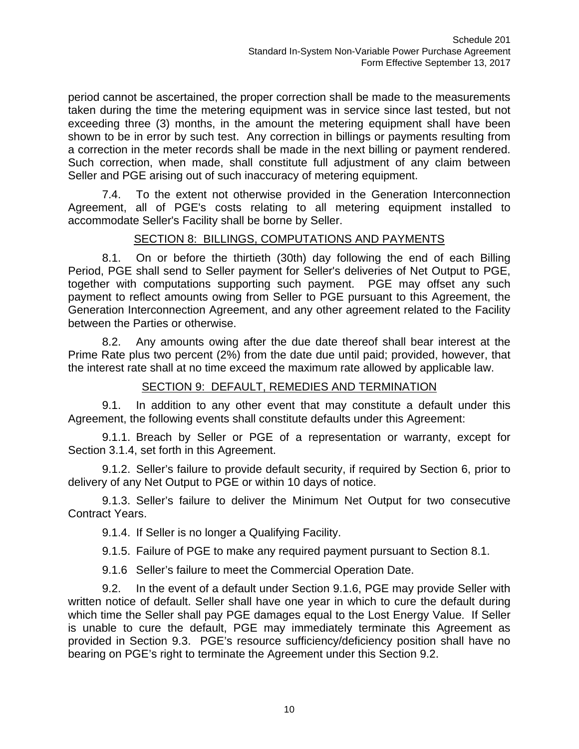period cannot be ascertained, the proper correction shall be made to the measurements taken during the time the metering equipment was in service since last tested, but not exceeding three (3) months, in the amount the metering equipment shall have been shown to be in error by such test. Any correction in billings or payments resulting from a correction in the meter records shall be made in the next billing or payment rendered. Such correction, when made, shall constitute full adjustment of any claim between Seller and PGE arising out of such inaccuracy of metering equipment.

7.4. To the extent not otherwise provided in the Generation Interconnection Agreement, all of PGE's costs relating to all metering equipment installed to accommodate Seller's Facility shall be borne by Seller.

## SECTION 8: BILLINGS, COMPUTATIONS AND PAYMENTS

8.1. On or before the thirtieth (30th) day following the end of each Billing Period, PGE shall send to Seller payment for Seller's deliveries of Net Output to PGE, together with computations supporting such payment. PGE may offset any such payment to reflect amounts owing from Seller to PGE pursuant to this Agreement, the Generation Interconnection Agreement, and any other agreement related to the Facility between the Parties or otherwise.

8.2. Any amounts owing after the due date thereof shall bear interest at the Prime Rate plus two percent (2%) from the date due until paid; provided, however, that the interest rate shall at no time exceed the maximum rate allowed by applicable law.

## SECTION 9: DEFAULT, REMEDIES AND TERMINATION

9.1. In addition to any other event that may constitute a default under this Agreement, the following events shall constitute defaults under this Agreement:

9.1.1. Breach by Seller or PGE of a representation or warranty, except for Section 3.1.4, set forth in this Agreement.

9.1.2. Seller's failure to provide default security, if required by Section 6, prior to delivery of any Net Output to PGE or within 10 days of notice.

9.1.3. Seller's failure to deliver the Minimum Net Output for two consecutive Contract Years.

9.1.4. If Seller is no longer a Qualifying Facility.

9.1.5. Failure of PGE to make any required payment pursuant to Section 8.1.

9.1.6 Seller's failure to meet the Commercial Operation Date.

9.2. In the event of a default under Section 9.1.6, PGE may provide Seller with written notice of default. Seller shall have one year in which to cure the default during which time the Seller shall pay PGE damages equal to the Lost Energy Value. If Seller is unable to cure the default, PGE may immediately terminate this Agreement as provided in Section 9.3. PGE's resource sufficiency/deficiency position shall have no bearing on PGE's right to terminate the Agreement under this Section 9.2.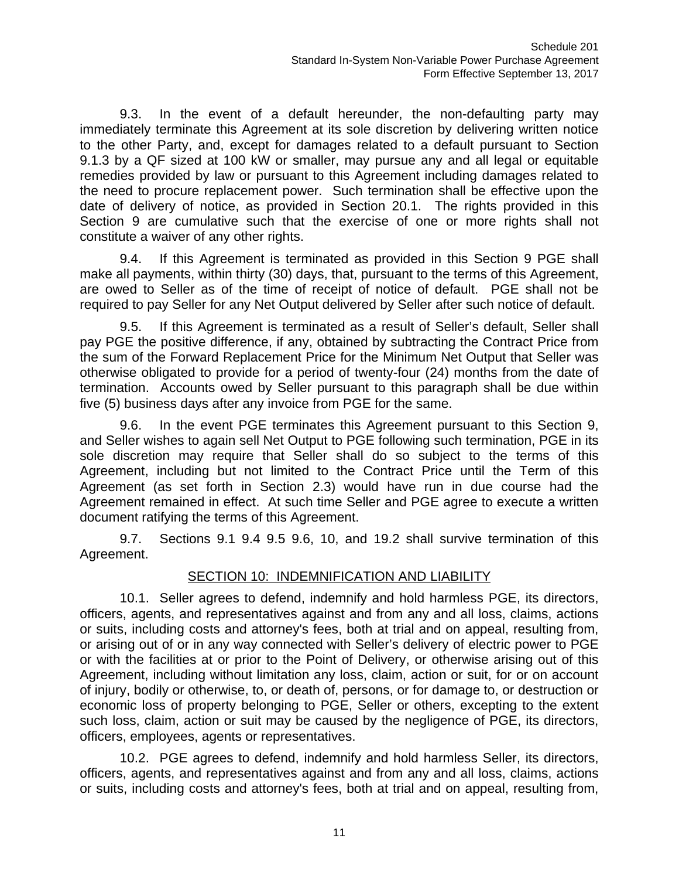9.3. In the event of a default hereunder, the non-defaulting party may immediately terminate this Agreement at its sole discretion by delivering written notice to the other Party, and, except for damages related to a default pursuant to Section 9.1.3 by a QF sized at 100 kW or smaller, may pursue any and all legal or equitable remedies provided by law or pursuant to this Agreement including damages related to the need to procure replacement power. Such termination shall be effective upon the date of delivery of notice, as provided in Section 20.1. The rights provided in this Section 9 are cumulative such that the exercise of one or more rights shall not constitute a waiver of any other rights.

9.4. If this Agreement is terminated as provided in this Section 9 PGE shall make all payments, within thirty (30) days, that, pursuant to the terms of this Agreement, are owed to Seller as of the time of receipt of notice of default. PGE shall not be required to pay Seller for any Net Output delivered by Seller after such notice of default.

9.5. If this Agreement is terminated as a result of Seller's default, Seller shall pay PGE the positive difference, if any, obtained by subtracting the Contract Price from the sum of the Forward Replacement Price for the Minimum Net Output that Seller was otherwise obligated to provide for a period of twenty-four (24) months from the date of termination. Accounts owed by Seller pursuant to this paragraph shall be due within five (5) business days after any invoice from PGE for the same.

9.6. In the event PGE terminates this Agreement pursuant to this Section 9, and Seller wishes to again sell Net Output to PGE following such termination, PGE in its sole discretion may require that Seller shall do so subject to the terms of this Agreement, including but not limited to the Contract Price until the Term of this Agreement (as set forth in Section 2.3) would have run in due course had the Agreement remained in effect. At such time Seller and PGE agree to execute a written document ratifying the terms of this Agreement.

9.7. Sections 9.1 9.4 9.5 9.6, 10, and 19.2 shall survive termination of this Agreement.

## SECTION 10: INDEMNIFICATION AND LIABILITY

10.1. Seller agrees to defend, indemnify and hold harmless PGE, its directors, officers, agents, and representatives against and from any and all loss, claims, actions or suits, including costs and attorney's fees, both at trial and on appeal, resulting from, or arising out of or in any way connected with Seller's delivery of electric power to PGE or with the facilities at or prior to the Point of Delivery, or otherwise arising out of this Agreement, including without limitation any loss, claim, action or suit, for or on account of injury, bodily or otherwise, to, or death of, persons, or for damage to, or destruction or economic loss of property belonging to PGE, Seller or others, excepting to the extent such loss, claim, action or suit may be caused by the negligence of PGE, its directors, officers, employees, agents or representatives.

10.2. PGE agrees to defend, indemnify and hold harmless Seller, its directors, officers, agents, and representatives against and from any and all loss, claims, actions or suits, including costs and attorney's fees, both at trial and on appeal, resulting from,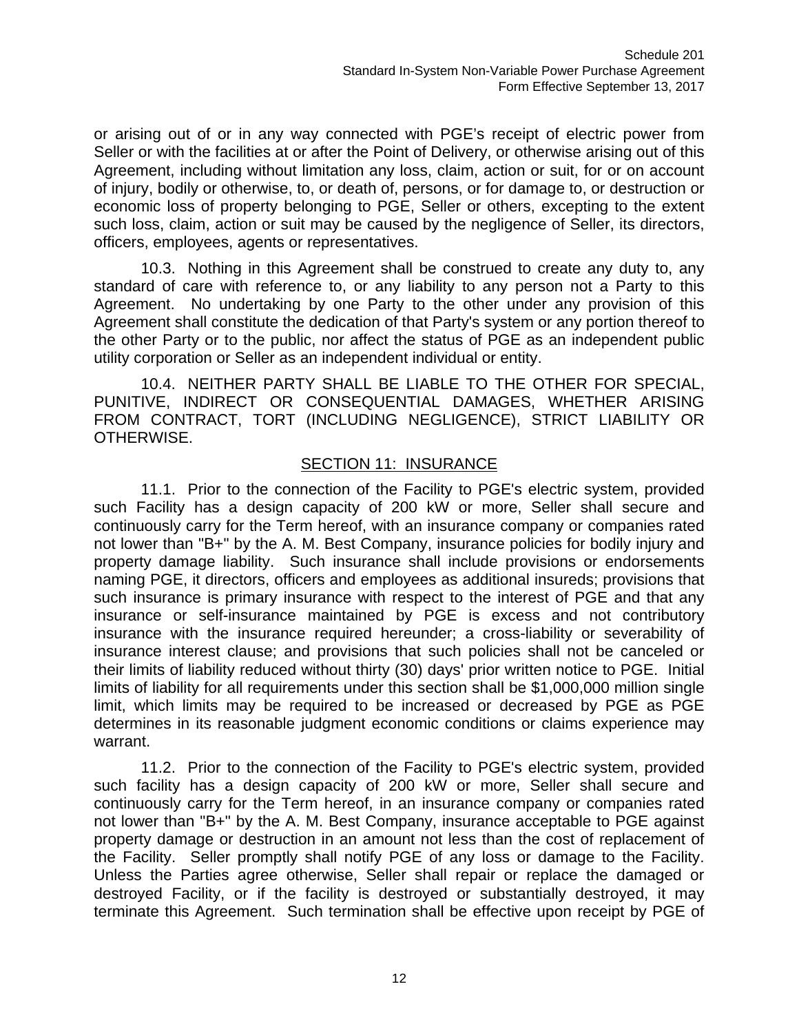or arising out of or in any way connected with PGE's receipt of electric power from Seller or with the facilities at or after the Point of Delivery, or otherwise arising out of this Agreement, including without limitation any loss, claim, action or suit, for or on account of injury, bodily or otherwise, to, or death of, persons, or for damage to, or destruction or economic loss of property belonging to PGE, Seller or others, excepting to the extent such loss, claim, action or suit may be caused by the negligence of Seller, its directors, officers, employees, agents or representatives.

10.3. Nothing in this Agreement shall be construed to create any duty to, any standard of care with reference to, or any liability to any person not a Party to this Agreement. No undertaking by one Party to the other under any provision of this Agreement shall constitute the dedication of that Party's system or any portion thereof to the other Party or to the public, nor affect the status of PGE as an independent public utility corporation or Seller as an independent individual or entity.

10.4. NEITHER PARTY SHALL BE LIABLE TO THE OTHER FOR SPECIAL, PUNITIVE, INDIRECT OR CONSEQUENTIAL DAMAGES, WHETHER ARISING FROM CONTRACT, TORT (INCLUDING NEGLIGENCE), STRICT LIABILITY OR OTHERWISE.

## SECTION 11: INSURANCE

11.1. Prior to the connection of the Facility to PGE's electric system, provided such Facility has a design capacity of 200 kW or more, Seller shall secure and continuously carry for the Term hereof, with an insurance company or companies rated not lower than "B+" by the A. M. Best Company, insurance policies for bodily injury and property damage liability. Such insurance shall include provisions or endorsements naming PGE, it directors, officers and employees as additional insureds; provisions that such insurance is primary insurance with respect to the interest of PGE and that any insurance or self-insurance maintained by PGE is excess and not contributory insurance with the insurance required hereunder; a cross-liability or severability of insurance interest clause; and provisions that such policies shall not be canceled or their limits of liability reduced without thirty (30) days' prior written notice to PGE. Initial limits of liability for all requirements under this section shall be $1,000,000 million single limit, which limits may be required to be increased or decreased by PGE as PGE determines in its reasonable judgment economic conditions or claims experience may warrant.

11.2. Prior to the connection of the Facility to PGE's electric system, provided such facility has a design capacity of 200 kW or more, Seller shall secure and continuously carry for the Term hereof, in an insurance company or companies rated not lower than "B+" by the A. M. Best Company, insurance acceptable to PGE against property damage or destruction in an amount not less than the cost of replacement of the Facility. Seller promptly shall notify PGE of any loss or damage to the Facility. Unless the Parties agree otherwise, Seller shall repair or replace the damaged or destroyed Facility, or if the facility is destroyed or substantially destroyed, it may terminate this Agreement. Such termination shall be effective upon receipt by PGE of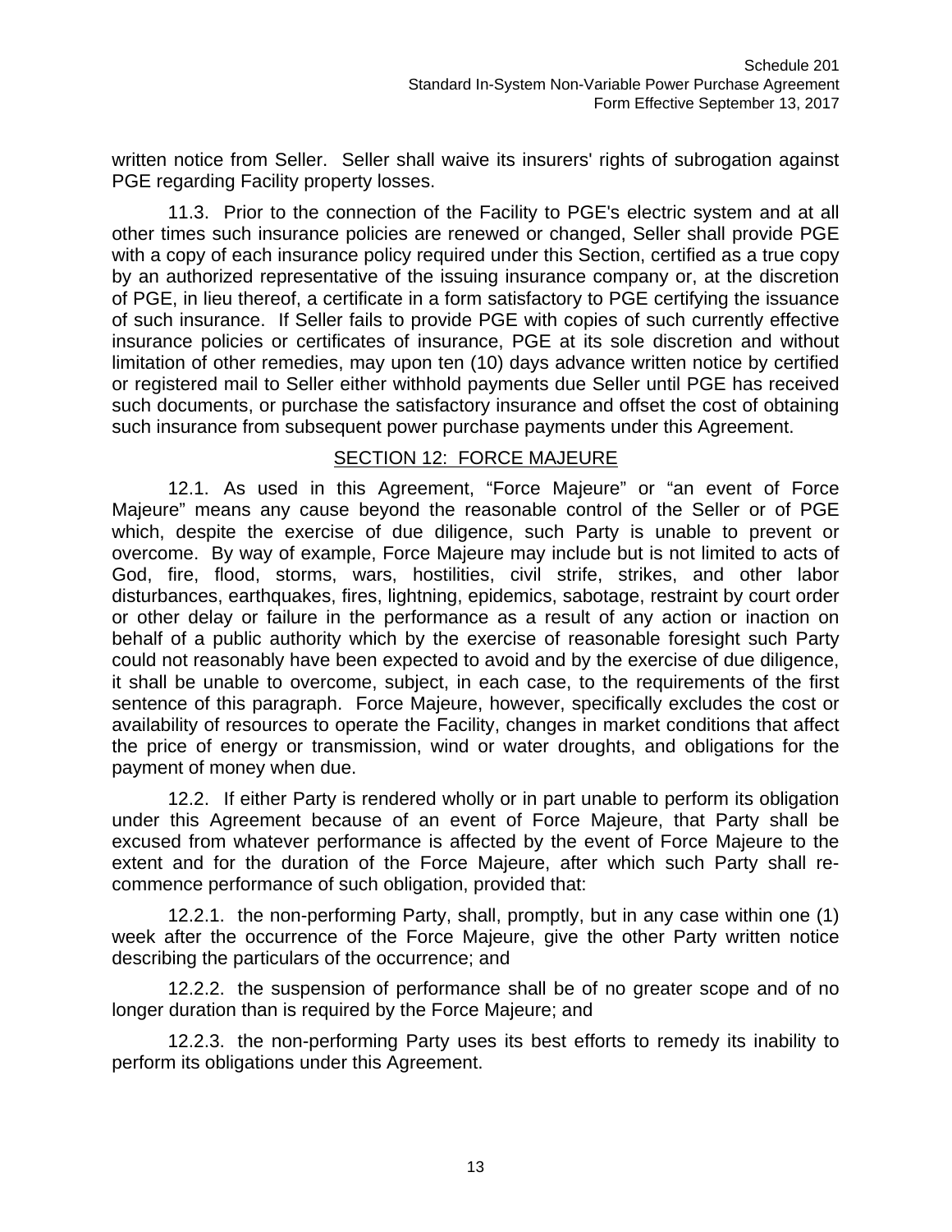written notice from Seller. Seller shall waive its insurers' rights of subrogation against PGE regarding Facility property losses.

11.3. Prior to the connection of the Facility to PGE's electric system and at all other times such insurance policies are renewed or changed, Seller shall provide PGE with a copy of each insurance policy required under this Section, certified as a true copy by an authorized representative of the issuing insurance company or, at the discretion of PGE, in lieu thereof, a certificate in a form satisfactory to PGE certifying the issuance of such insurance. If Seller fails to provide PGE with copies of such currently effective insurance policies or certificates of insurance, PGE at its sole discretion and without limitation of other remedies, may upon ten (10) days advance written notice by certified or registered mail to Seller either withhold payments due Seller until PGE has received such documents, or purchase the satisfactory insurance and offset the cost of obtaining such insurance from subsequent power purchase payments under this Agreement.

## SECTION 12: FORCE MAJEURE

12.1. As used in this Agreement, “Force Majeure” or “an event of Force Majeure” means any cause beyond the reasonable control of the Seller or of PGE which, despite the exercise of due diligence, such Party is unable to prevent or overcome. By way of example, Force Majeure may include but is not limited to acts of God, fire, flood, storms, wars, hostilities, civil strife, strikes, and other labor disturbances, earthquakes, fires, lightning, epidemics, sabotage, restraint by court order or other delay or failure in the performance as a result of any action or inaction on behalf of a public authority which by the exercise of reasonable foresight such Party could not reasonably have been expected to avoid and by the exercise of due diligence, it shall be unable to overcome, subject, in each case, to the requirements of the first sentence of this paragraph. Force Majeure, however, specifically excludes the cost or availability of resources to operate the Facility, changes in market conditions that affect the price of energy or transmission, wind or water droughts, and obligations for the payment of money when due.

12.2. If either Party is rendered wholly or in part unable to perform its obligation under this Agreement because of an event of Force Majeure, that Party shall be excused from whatever performance is affected by the event of Force Majeure to the extent and for the duration of the Force Majeure, after which such Party shall re-commence performance of such obligation, provided that:

12.2.1. the non-performing Party, shall, promptly, but in any case within one (1) week after the occurrence of the Force Majeure, give the other Party written notice describing the particulars of the occurrence; and

12.2.2. the suspension of performance shall be of no greater scope and of no longer duration than is required by the Force Majeure; and

12.2.3. the non-performing Party uses its best efforts to remedy its inability to perform its obligations under this Agreement.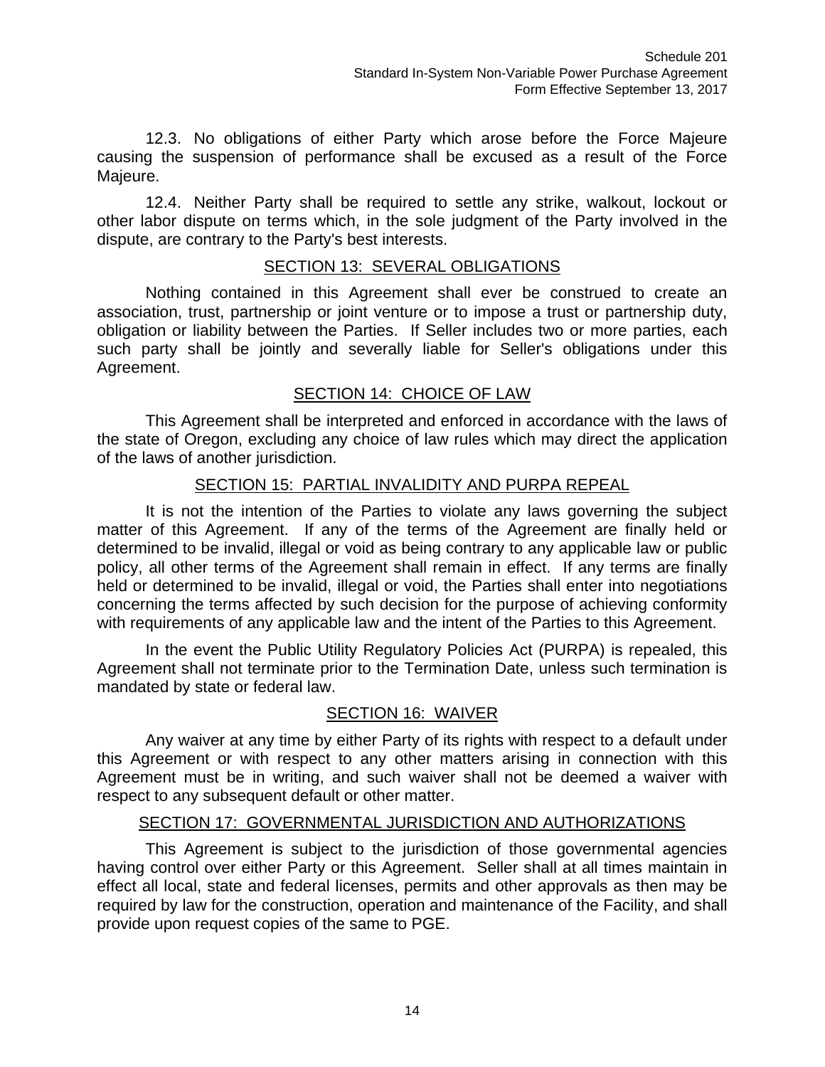12.3. No obligations of either Party which arose before the Force Majeure causing the suspension of performance shall be excused as a result of the Force Majeure.

12.4. Neither Party shall be required to settle any strike, walkout, lockout or other labor dispute on terms which, in the sole judgment of the Party involved in the dispute, are contrary to the Party's best interests.

## SECTION 13: SEVERAL OBLIGATIONS

Nothing contained in this Agreement shall ever be construed to create an association, trust, partnership or joint venture or to impose a trust or partnership duty, obligation or liability between the Parties. If Seller includes two or more parties, each such party shall be jointly and severally liable for Seller's obligations under this Agreement.

## SECTION 14: CHOICE OF LAW

This Agreement shall be interpreted and enforced in accordance with the laws of the state of Oregon, excluding any choice of law rules which may direct the application of the laws of another jurisdiction.

## SECTION 15: PARTIAL INVALIDITY AND PURPA REPEAL

It is not the intention of the Parties to violate any laws governing the subject matter of this Agreement. If any of the terms of the Agreement are finally held or determined to be invalid, illegal or void as being contrary to any applicable law or public policy, all other terms of the Agreement shall remain in effect. If any terms are finally held or determined to be invalid, illegal or void, the Parties shall enter into negotiations concerning the terms affected by such decision for the purpose of achieving conformity with requirements of any applicable law and the intent of the Parties to this Agreement.

In the event the Public Utility Regulatory Policies Act (PURPA) is repealed, this Agreement shall not terminate prior to the Termination Date, unless such termination is mandated by state or federal law.

## SECTION 16: WAIVER

Any waiver at any time by either Party of its rights with respect to a default under this Agreement or with respect to any other matters arising in connection with this Agreement must be in writing, and such waiver shall not be deemed a waiver with respect to any subsequent default or other matter.

## SECTION 17: GOVERNMENTAL JURISDICTION AND AUTHORIZATIONS

This Agreement is subject to the jurisdiction of those governmental agencies having control over either Party or this Agreement. Seller shall at all times maintain in effect all local, state and federal licenses, permits and other approvals as then may be required by law for the construction, operation and maintenance of the Facility, and shall provide upon request copies of the same to PGE.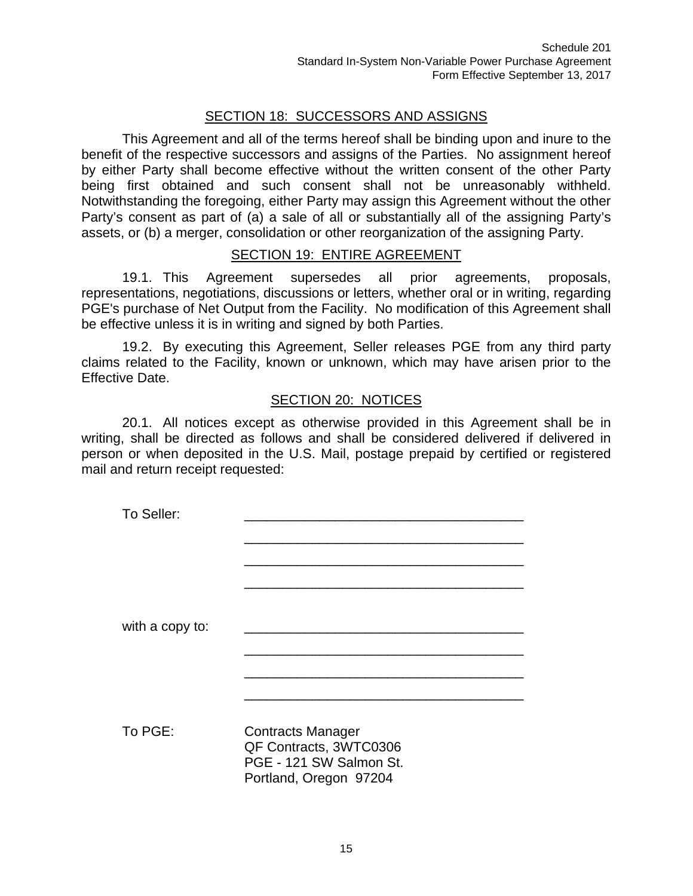## SECTION 18: SUCCESSORS AND ASSIGNS

This Agreement and all of the terms hereof shall be binding upon and inure to the benefit of the respective successors and assigns of the Parties. No assignment hereof by either Party shall become effective without the written consent of the other Party being first obtained and such consent shall not be unreasonably withheld. Notwithstanding the foregoing, either Party may assign this Agreement without the other Party's consent as part of (a) a sale of all or substantially all of the assigning Party's assets, or (b) a merger, consolidation or other reorganization of the assigning Party.

## SECTION 19: ENTIRE AGREEMENT

19.1. This Agreement supersedes all prior agreements, proposals, representations, negotiations, discussions or letters, whether oral or in writing, regarding PGE's purchase of Net Output from the Facility. No modification of this Agreement shall be effective unless it is in writing and signed by both Parties.

19.2. By executing this Agreement, Seller releases PGE from any third party claims related to the Facility, known or unknown, which may have arisen prior to the Effective Date.

## SECTION 20: NOTICES

20.1. All notices except as otherwise provided in this Agreement shall be in writing, shall be directed as follows and shall be considered delivered if delivered in person or when deposited in the U.S. Mail, postage prepaid by certified or registered mail and return receipt requested:

To Seller: ____________________________________

____________________________________

____________________________________

____________________________________

with a copy to: ____________________________________

____________________________________

____________________________________

____________________________________

To PGE: Contracts Manager
QF Contracts, 3WTC0306
PGE - 121 SW Salmon St.
Portland, Oregon 97204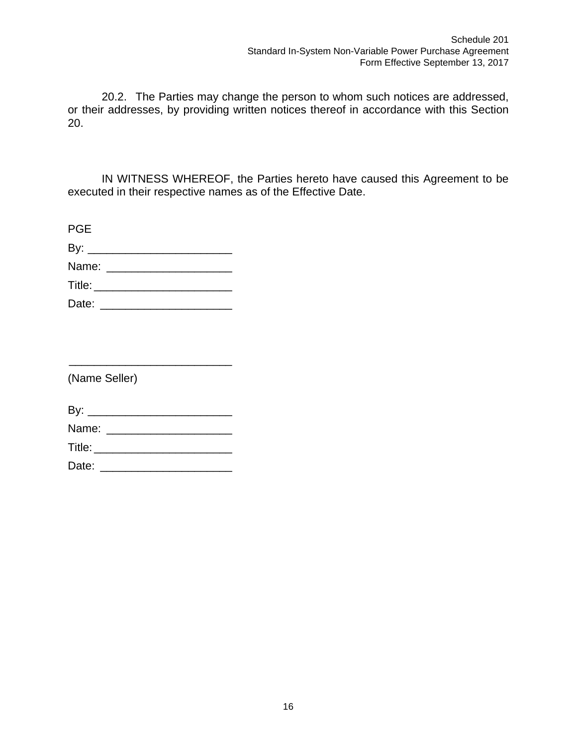20.2. The Parties may change the person to whom such notices are addressed, or their addresses, by providing written notices thereof in accordance with this Section 20.

IN WITNESS WHEREOF, the Parties hereto have caused this Agreement to be executed in their respective names as of the Effective Date.

PGE

By: _______________________

Name: ____________________

Title: ______________________

Date: _____________________

__________________________

(Name Seller)

By: _______________________

Name: ____________________

Title: ______________________

Date: _____________________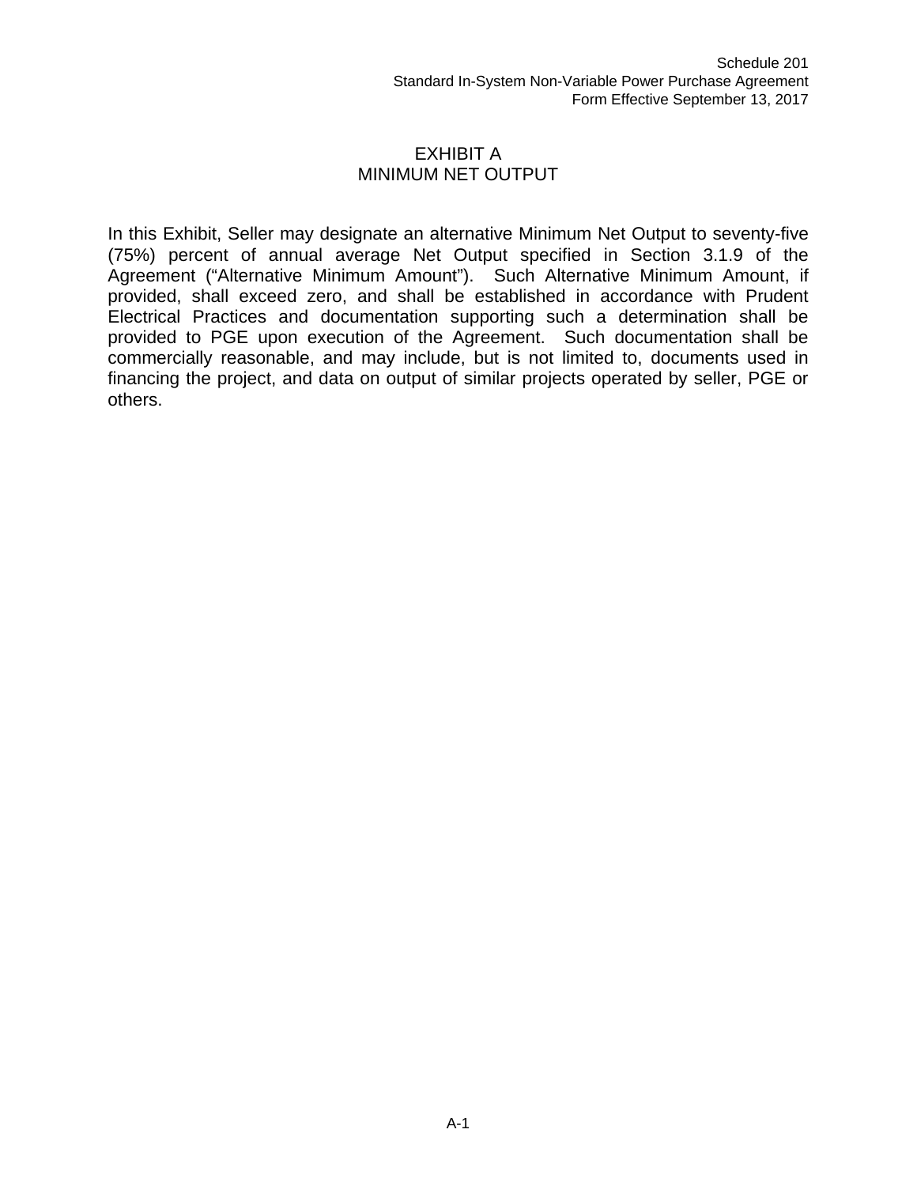# EXHIBIT A
## MINIMUM NET OUTPUT

In this Exhibit, Seller may designate an alternative Minimum Net Output to seventy-five (75%) percent of annual average Net Output specified in Section 3.1.9 of the Agreement ("Alternative Minimum Amount"). Such Alternative Minimum Amount, if provided, shall exceed zero, and shall be established in accordance with Prudent Electrical Practices and documentation supporting such a determination shall be provided to PGE upon execution of the Agreement. Such documentation shall be commercially reasonable, and may include, but is not limited to, documents used in financing the project, and data on output of similar projects operated by seller, PGE or others.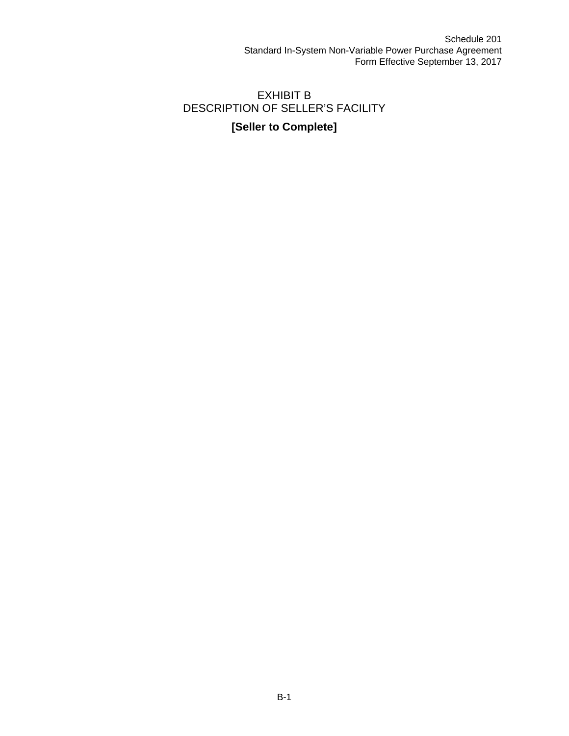# EXHIBIT B
# DESCRIPTION OF SELLER'S FACILITY

**[Seller to Complete]**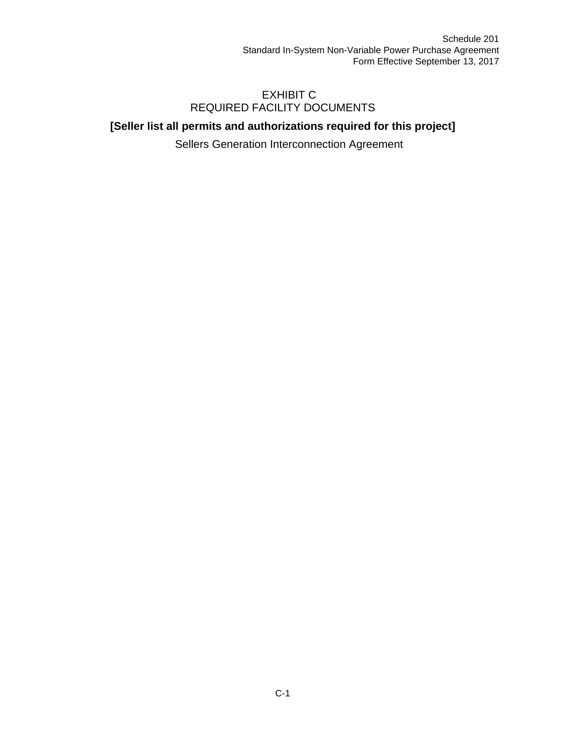# EXHIBIT C
# REQUIRED FACILITY DOCUMENTS

**[Seller list all permits and authorizations required for this project]**

Sellers Generation Interconnection Agreement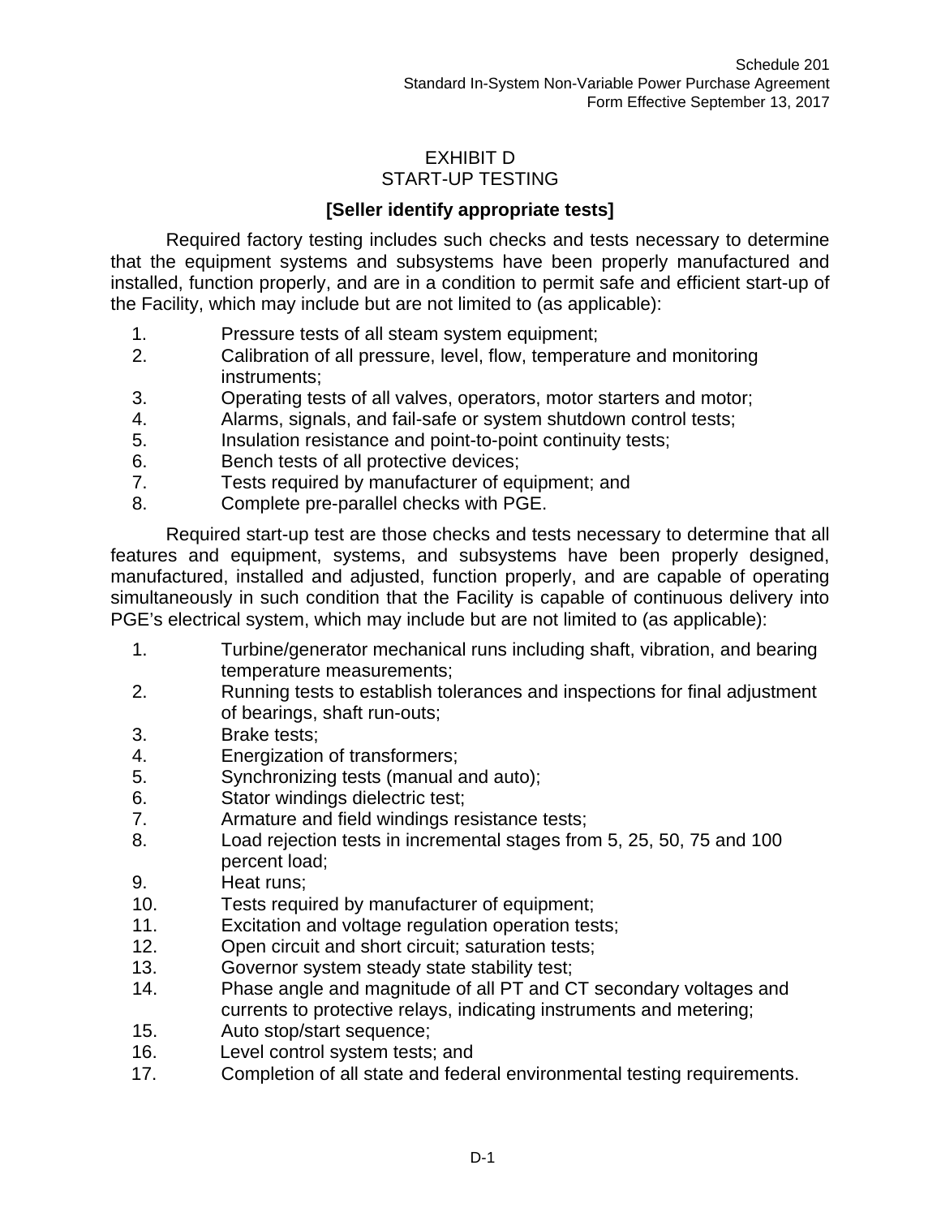# EXHIBIT D
## START-UP TESTING

**[Seller identify appropriate tests]**

Required factory testing includes such checks and tests necessary to determine that the equipment systems and subsystems have been properly manufactured and installed, function properly, and are in a condition to permit safe and efficient start-up of the Facility, which may include but are not limited to (as applicable):

1. Pressure tests of all steam system equipment;
2. Calibration of all pressure, level, flow, temperature and monitoring instruments;
3. Operating tests of all valves, operators, motor starters and motor;
4. Alarms, signals, and fail-safe or system shutdown control tests;
5. Insulation resistance and point-to-point continuity tests;
6. Bench tests of all protective devices;
7. Tests required by manufacturer of equipment; and
8. Complete pre-parallel checks with PGE.

Required start-up test are those checks and tests necessary to determine that all features and equipment, systems, and subsystems have been properly designed, manufactured, installed and adjusted, function properly, and are capable of operating simultaneously in such condition that the Facility is capable of continuous delivery into PGE's electrical system, which may include but are not limited to (as applicable):

1. Turbine/generator mechanical runs including shaft, vibration, and bearing temperature measurements;
2. Running tests to establish tolerances and inspections for final adjustment of bearings, shaft run-outs;
3. Brake tests;
4. Energization of transformers;
5. Synchronizing tests (manual and auto);
6. Stator windings dielectric test;
7. Armature and field windings resistance tests;
8. Load rejection tests in incremental stages from 5, 25, 50, 75 and 100 percent load;
9. Heat runs;
10. Tests required by manufacturer of equipment;
11. Excitation and voltage regulation operation tests;
12. Open circuit and short circuit; saturation tests;
13. Governor system steady state stability test;
14. Phase angle and magnitude of all PT and CT secondary voltages and currents to protective relays, indicating instruments and metering;
15. Auto stop/start sequence;
16. Level control system tests; and
17. Completion of all state and federal environmental testing requirements.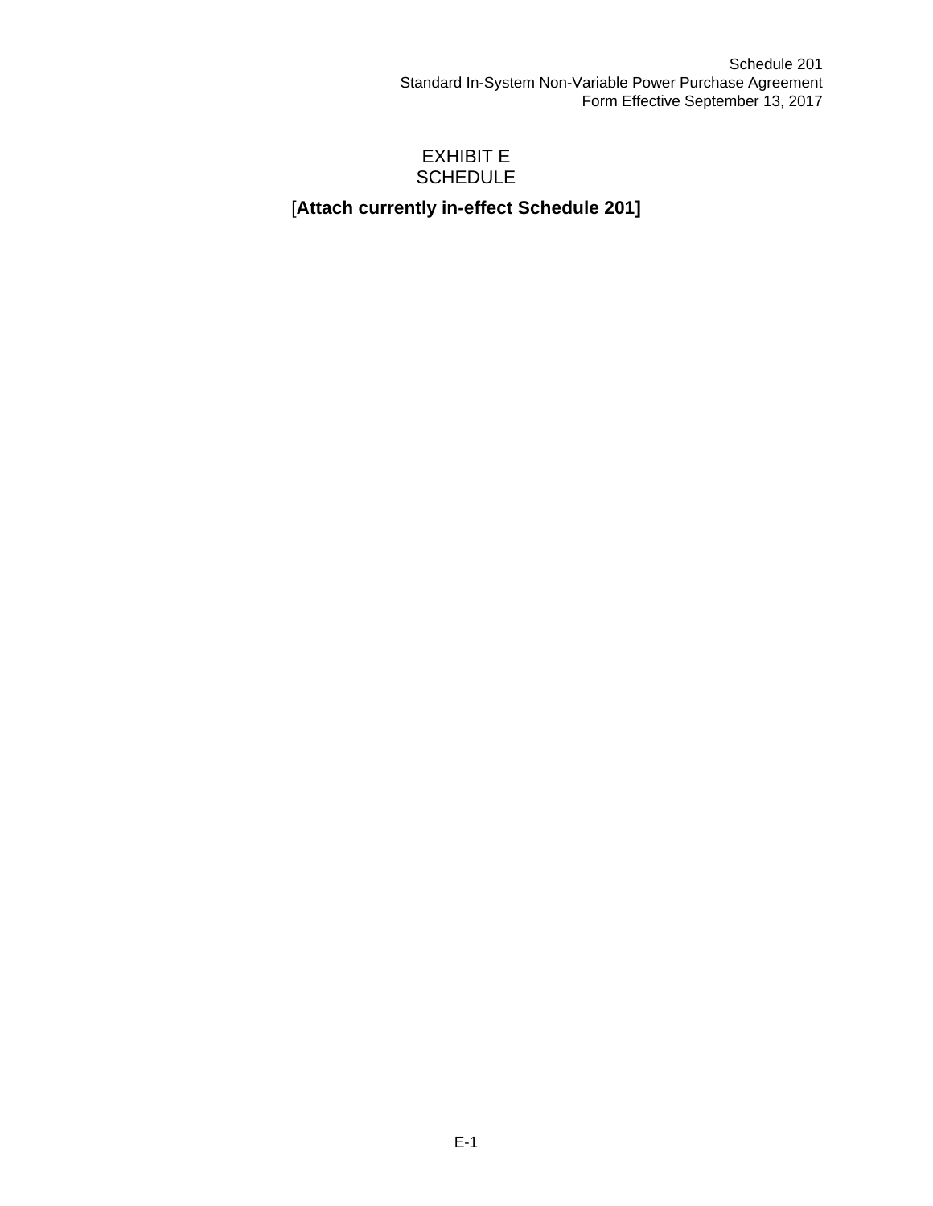# EXHIBIT E
# SCHEDULE

[**Attach currently in-effect Schedule 201]**